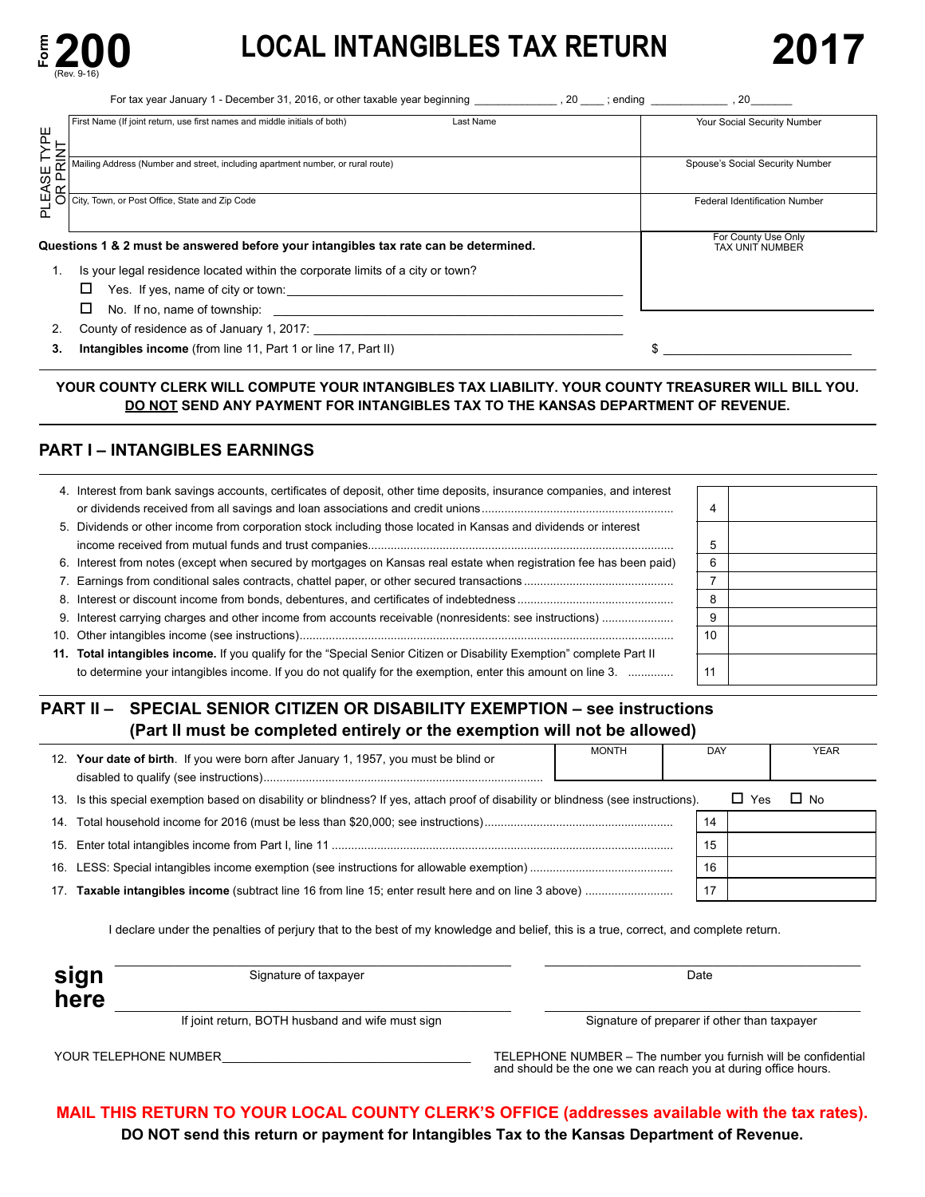Form **200** (Rev. 9-16)

# LOCAL INTANGIBLES TAX RETURN

# 2017

For tax year January 1 - December 31, 2016, or other taxable year beginning _____________ , 20 ____ ; ending ____________ , 20_______

PLEASE TYPE OR PRINT

| First Name (If joint return, use first names and middle initials of both) | Last Name | Your Social Security Number |
|---|---|---|
| Mailing Address (Number and street, including apartment number, or rural route) | | Spouse's Social Security Number |
| City, Town, or Post Office, State and Zip Code | | Federal Identification Number |

**Questions 1 & 2 must be answered before your intangibles tax rate can be determined.**

For County Use Only
TAX UNIT NUMBER

1. Is your legal residence located within the corporate limits of a city or town?
   - ☐ Yes. If yes, name of city or town: ____________________
   - ☐ No. If no, name of township: ____________________
2. County of residence as of January 1, 2017: ____________________
3. **Intangibles income** (from line 11, Part 1 or line 17, Part II) $ ____________________

**YOUR COUNTY CLERK WILL COMPUTE YOUR INTANGIBLES TAX LIABILITY. YOUR COUNTY TREASURER WILL BILL YOU.**
**DO NOT SEND ANY PAYMENT FOR INTANGIBLES TAX TO THE KANSAS DEPARTMENT OF REVENUE.**

## PART I – INTANGIBLES EARNINGS

| Line | Description | Line | Amount |
|---|---|---|---|
| 4. | Interest from bank savings accounts, certificates of deposit, other time deposits, insurance companies, and interest or dividends received from all savings and loan associations and credit unions | 4 | |
| 5. | Dividends or other income from corporation stock including those located in Kansas and dividends or interest income received from mutual funds and trust companies | 5 | |
| 6. | Interest from notes (except when secured by mortgages on Kansas real estate when registration fee has been paid) | 6 | |
| 7. | Earnings from conditional sales contracts, chattel paper, or other secured transactions | 7 | |
| 8. | Interest or discount income from bonds, debentures, and certificates of indebtedness | 8 | |
| 9. | Interest carrying charges and other income from accounts receivable (nonresidents: see instructions) | 9 | |
| 10. | Other intangibles income (see instructions) | 10 | |
| 11. | **Total intangibles income.** If you qualify for the "Special Senior Citizen or Disability Exemption" complete Part II to determine your intangibles income. If you do not qualify for the exemption, enter this amount on line 3. | 11 | |

## PART II – SPECIAL SENIOR CITIZEN OR DISABILITY EXEMPTION – see instructions (Part II must be completed entirely or the exemption will not be allowed)

| 12. **Your date of birth**. If you were born after January 1, 1957, you must be blind or disabled to qualify (see instructions) | MONTH | DAY | YEAR |
|---|---|---|---|
| | | | |

13. Is this special exemption based on disability or blindness? If yes, attach proof of disability or blindness (see instructions). ☐ Yes ☐ No

| Line | Description | Line | Amount |
|---|---|---|---|
| 14. | Total household income for 2016 (must be less than $20,000; see instructions) | 14 | |
| 15. | Enter total intangibles income from Part I, line 11 | 15 | |
| 16. | LESS: Special intangibles income exemption (see instructions for allowable exemption) | 16 | |
| 17. | **Taxable intangibles income** (subtract line 16 from line 15; enter result here and on line 3 above) | 17 | |

I declare under the penalties of perjury that to the best of my knowledge and belief, this is a true, correct, and complete return.

**sign here**

Signature of taxpayer ____________________ Date ____________________

If joint return, BOTH husband and wife must sign ____________________ Signature of preparer if other than taxpayer ____________________

YOUR TELEPHONE NUMBER ____________________

TELEPHONE NUMBER – The number you furnish will be confidential and should be the one we can reach you at during office hours.

**MAIL THIS RETURN TO YOUR LOCAL COUNTY CLERK'S OFFICE (addresses available with the tax rates).**
**DO NOT send this return or payment for Intangibles Tax to the Kansas Department of Revenue.**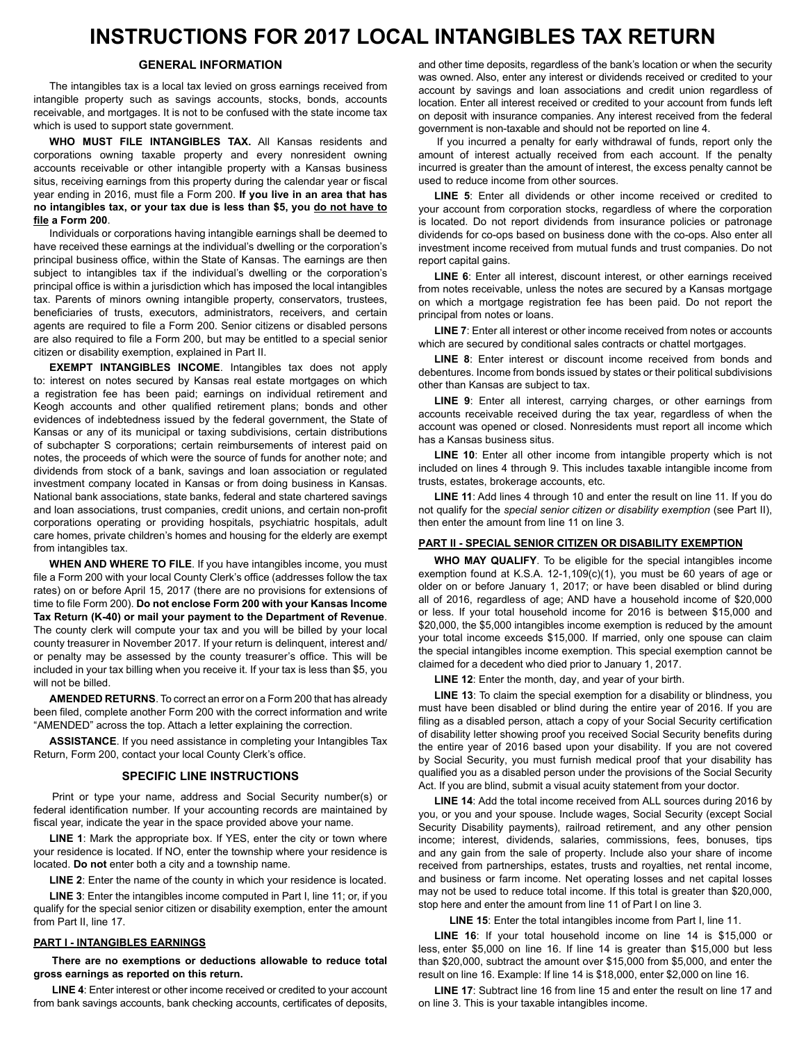# INSTRUCTIONS FOR 2017 LOCAL INTANGIBLES TAX RETURN

## GENERAL INFORMATION

The intangibles tax is a local tax levied on gross earnings received from intangible property such as savings accounts, stocks, bonds, accounts receivable, and mortgages. It is not to be confused with the state income tax which is used to support state government.

**WHO MUST FILE INTANGIBLES TAX.** All Kansas residents and corporations owning taxable property and every nonresident owning accounts receivable or other intangible property with a Kansas business situs, receiving earnings from this property during the calendar year or fiscal year ending in 2016, must file a Form 200. **If you live in an area that has no intangibles tax, or your tax due is less than $5, you do not have to file a Form 200**.

Individuals or corporations having intangible earnings shall be deemed to have received these earnings at the individual's dwelling or the corporation's principal business office, within the State of Kansas. The earnings are then subject to intangibles tax if the individual's dwelling or the corporation's principal office is within a jurisdiction which has imposed the local intangibles tax. Parents of minors owning intangible property, conservators, trustees, beneficiaries of trusts, executors, administrators, receivers, and certain agents are required to file a Form 200. Senior citizens or disabled persons are also required to file a Form 200, but may be entitled to a special senior citizen or disability exemption, explained in Part II.

**EXEMPT INTANGIBLES INCOME**. Intangibles tax does not apply to: interest on notes secured by Kansas real estate mortgages on which a registration fee has been paid; earnings on individual retirement and Keogh accounts and other qualified retirement plans; bonds and other evidences of indebtedness issued by the federal government, the State of Kansas or any of its municipal or taxing subdivisions, certain distributions of subchapter S corporations; certain reimbursements of interest paid on notes, the proceeds of which were the source of funds for another note; and dividends from stock of a bank, savings and loan association or regulated investment company located in Kansas or from doing business in Kansas. National bank associations, state banks, federal and state chartered savings and loan associations, trust companies, credit unions, and certain non-profit corporations operating or providing hospitals, psychiatric hospitals, adult care homes, private children's homes and housing for the elderly are exempt from intangibles tax.

**WHEN AND WHERE TO FILE**. If you have intangibles income, you must file a Form 200 with your local County Clerk's office (addresses follow the tax rates) on or before April 15, 2017 (there are no provisions for extensions of time to file Form 200). **Do not enclose Form 200 with your Kansas Income Tax Return (K-40) or mail your payment to the Department of Revenue**. The county clerk will compute your tax and you will be billed by your local county treasurer in November 2017. If your return is delinquent, interest and/or penalty may be assessed by the county treasurer's office. This will be included in your tax billing when you receive it. If your tax is less than $5, you will not be billed.

**AMENDED RETURNS**. To correct an error on a Form 200 that has already been filed, complete another Form 200 with the correct information and write "AMENDED" across the top. Attach a letter explaining the correction.

**ASSISTANCE**. If you need assistance in completing your Intangibles Tax Return, Form 200, contact your local County Clerk's office.

## SPECIFIC LINE INSTRUCTIONS

Print or type your name, address and Social Security number(s) or federal identification number. If your accounting records are maintained by fiscal year, indicate the year in the space provided above your name.

**LINE 1**: Mark the appropriate box. If YES, enter the city or town where your residence is located. If NO, enter the township where your residence is located. **Do not** enter both a city and a township name.

**LINE 2**: Enter the name of the county in which your residence is located.

**LINE 3**: Enter the intangibles income computed in Part I, line 11; or, if you qualify for the special senior citizen or disability exemption, enter the amount from Part II, line 17.

### PART I - INTANGIBLES EARNINGS

**There are no exemptions or deductions allowable to reduce total gross earnings as reported on this return.**

**LINE 4**: Enter interest or other income received or credited to your account from bank savings accounts, bank checking accounts, certificates of deposits, and other time deposits, regardless of the bank's location or when the security was owned. Also, enter any interest or dividends received or credited to your account by savings and loan associations and credit union regardless of location. Enter all interest received or credited to your account from funds left on deposit with insurance companies. Any interest received from the federal government is non-taxable and should not be reported on line 4.

If you incurred a penalty for early withdrawal of funds, report only the amount of interest actually received from each account. If the penalty incurred is greater than the amount of interest, the excess penalty cannot be used to reduce income from other sources.

**LINE 5**: Enter all dividends or other income received or credited to your account from corporation stocks, regardless of where the corporation is located. Do not report dividends from insurance policies or patronage dividends for co-ops based on business done with the co-ops. Also enter all investment income received from mutual funds and trust companies. Do not report capital gains.

**LINE 6**: Enter all interest, discount interest, or other earnings received from notes receivable, unless the notes are secured by a Kansas mortgage on which a mortgage registration fee has been paid. Do not report the principal from notes or loans.

**LINE 7**: Enter all interest or other income received from notes or accounts which are secured by conditional sales contracts or chattel mortgages.

**LINE 8**: Enter interest or discount income received from bonds and debentures. Income from bonds issued by states or their political subdivisions other than Kansas are subject to tax.

**LINE 9**: Enter all interest, carrying charges, or other earnings from accounts receivable received during the tax year, regardless of when the account was opened or closed. Nonresidents must report all income which has a Kansas business situs.

**LINE 10**: Enter all other income from intangible property which is not included on lines 4 through 9. This includes taxable intangible income from trusts, estates, brokerage accounts, etc.

**LINE 11**: Add lines 4 through 10 and enter the result on line 11. If you do not qualify for the *special senior citizen or disability exemption* (see Part II), then enter the amount from line 11 on line 3.

### PART II - SPECIAL SENIOR CITIZEN OR DISABILITY EXEMPTION

**WHO MAY QUALIFY**. To be eligible for the special intangibles income exemption found at K.S.A. 12-1,109(c)(1), you must be 60 years of age or older on or before January 1, 2017; or have been disabled or blind during all of 2016, regardless of age; AND have a household income of $20,000 or less. If your total household income for 2016 is between $15,000 and $20,000, the $5,000 intangibles income exemption is reduced by the amount your total income exceeds $15,000. If married, only one spouse can claim the special intangibles income exemption. This special exemption cannot be claimed for a decedent who died prior to January 1, 2017.

**LINE 12**: Enter the month, day, and year of your birth.

**LINE 13**: To claim the special exemption for a disability or blindness, you must have been disabled or blind during the entire year of 2016. If you are filing as a disabled person, attach a copy of your Social Security certification of disability letter showing proof you received Social Security benefits during the entire year of 2016 based upon your disability. If you are not covered by Social Security, you must furnish medical proof that your disability has qualified you as a disabled person under the provisions of the Social Security Act. If you are blind, submit a visual acuity statement from your doctor.

**LINE 14**: Add the total income received from ALL sources during 2016 by you, or you and your spouse. Include wages, Social Security (except Social Security Disability payments), railroad retirement, and any other pension income; interest, dividends, salaries, commissions, fees, bonuses, tips and any gain from the sale of property. Include also your share of income received from partnerships, estates, trusts and royalties, net rental income, and business or farm income. Net operating losses and net capital losses may not be used to reduce total income. If this total is greater than $20,000, stop here and enter the amount from line 11 of Part I on line 3.

**LINE 15**: Enter the total intangibles income from Part I, line 11.

**LINE 16**: If your total household income on line 14 is $15,000 or less, enter $5,000 on line 16. If line 14 is greater than $15,000 but less than $20,000, subtract the amount over $15,000 from $5,000, and enter the result on line 16. Example: If line 14 is $18,000, enter $2,000 on line 16.

**LINE 17**: Subtract line 16 from line 15 and enter the result on line 17 and on line 3. This is your taxable intangibles income.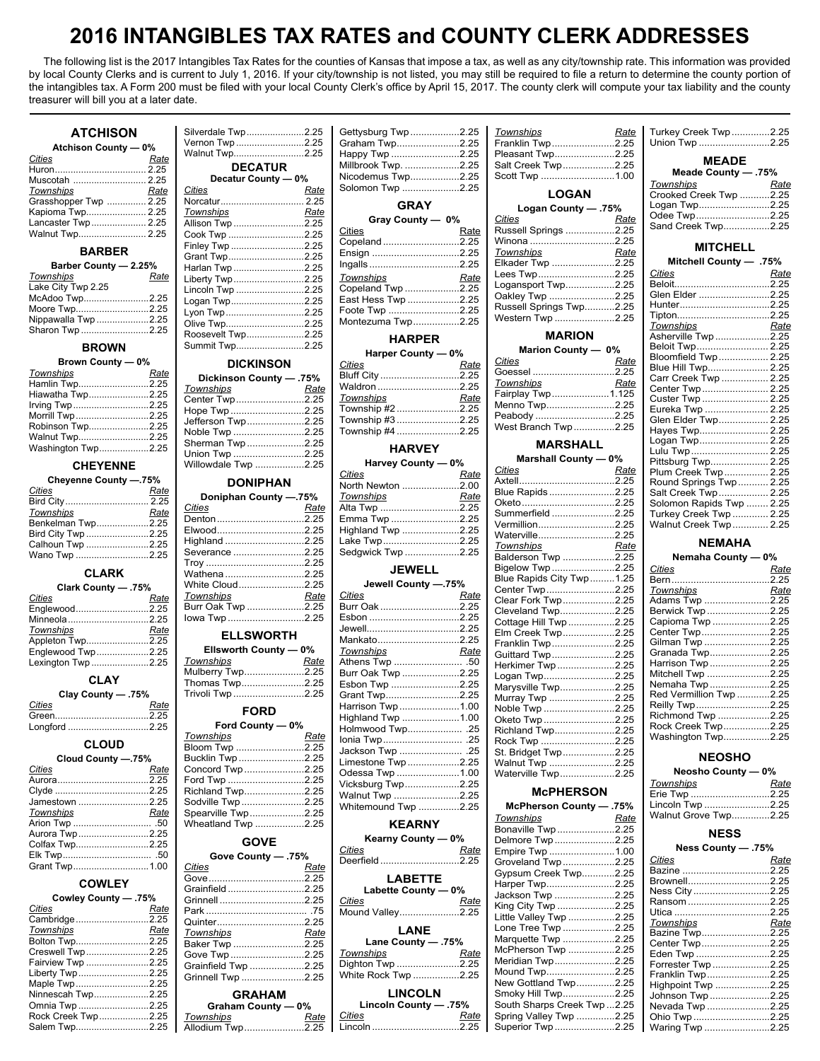# 2016 INTANGIBLES TAX RATES and COUNTY CLERK ADDRESSES

The following list is the 2017 Intangibles Tax Rates for the counties of Kansas that impose a tax, as well as any city/township rate. This information was provided by local County Clerks and is current to July 1, 2016. If your city/township is not listed, you may still be required to file a return to determine the county portion of the intangibles tax. A Form 200 must be filed with your local County Clerk's office by April 15, 2017. The county clerk will compute your tax liability and the county treasurer will bill you at a later date.

## ATCHISON

**Atchison County — 0%**

| *Cities* | *Rate* |
|---|---|
| Huron | 2.25 |
| Muscotah | 2.25 |
| *Townships* | *Rate* |
| Grasshopper Twp | 2.25 |
| Kapioma Twp | 2.25 |
| Lancaster Twp | 2.25 |
| Walnut Twp | 2.25 |

## BARBER

**Barber County — 2.25%**

| *Townships* | *Rate* |
|---|---|
| Lake City Twp | 2.25 |
| McAdoo Twp | 2.25 |
| Moore Twp | 2.25 |
| Nippawalla Twp | 2.25 |
| Sharon Twp | 2.25 |

## BROWN

**Brown County — 0%**

| *Townships* | *Rate* |
|---|---|
| Hamlin Twp | 2.25 |
| Hiawatha Twp | 2.25 |
| Irving Twp | 2.25 |
| Morrill Twp | 2.25 |
| Robinson Twp | 2.25 |
| Walnut Twp | 2.25 |
| Washington Twp | 2.25 |

## CHEYENNE

**Cheyenne County —.75%**

| *Cities* | *Rate* |
|---|---|
| Bird City | 2.25 |
| *Townships* | *Rate* |
| Benkelman Twp | 2.25 |
| Bird City Twp | 2.25 |
| Calhoun Twp | 2.25 |
| Wano Twp | 2.25 |

## CLARK

**Clark County — .75%**

| *Cities* | *Rate* |
|---|---|
| Englewood | 2.25 |
| Minneola | 2.25 |
| *Townships* | *Rate* |
| Appleton Twp | 2.25 |
| Englewood Twp | 2.25 |
| Lexington Twp | 2.25 |

## CLAY

**Clay County — .75%**

| *Cities* | *Rate* |
|---|---|
| Green | 2.25 |
| Longford | 2.25 |

## CLOUD

**Cloud County —.75%**

| *Cities* | *Rate* |
|---|---|
| Aurora | 2.25 |
| Clyde | 2.25 |
| Jamestown | 2.25 |
| *Townships* | *Rate* |
| Arion Twp | .50 |
| Aurora Twp | 2.25 |
| Colfax Twp | 2.25 |
| Elk Twp | .50 |
| Grant Twp | 1.00 |

## COWLEY

**Cowley County — .75%**

| *Cities* | *Rate* |
|---|---|
| Cambridge | 2.25 |
| *Townships* | *Rate* |
| Bolton Twp | 2.25 |
| Creswell Twp | 2.25 |
| Fairview Twp | 2.25 |
| Liberty Twp | 2.25 |
| Maple Twp | 2.25 |
| Ninnescah Twp | 2.25 |
| Omnia Twp | 2.25 |
| Rock Creek Twp | 2.25 |
| Salem Twp | 2.25 |
| Silverdale Twp | 2.25 |
| Vernon Twp | 2.25 |
| Walnut Twp | 2.25 |

## DECATUR

**Decatur County — 0%**

| *Cities* | *Rate* |
|---|---|
| Norcatur | 2.25 |
| *Townships* | *Rate* |
| Allison Twp | 2.25 |
| Cook Twp | 2.25 |
| Finley Twp | 2.25 |
| Grant Twp | 2.25 |
| Harlan Twp | 2.25 |
| Liberty Twp | 2.25 |
| Lincoln Twp | 2.25 |
| Logan Twp | 2.25 |
| Lyon Twp | 2.25 |
| Olive Twp | 2.25 |
| Roosevelt Twp | 2.25 |
| Summit Twp | 2.25 |

## DICKINSON

**Dickinson County — .75%**

| *Townships* | *Rate* |
|---|---|
| Center Twp | 2.25 |
| Hope Twp | 2.25 |
| Jefferson Twp | 2.25 |
| Noble Twp | 2.25 |
| Sherman Twp | 2.25 |
| Union Twp | 2.25 |
| Willowdale Twp | 2.25 |

## DONIPHAN

**Doniphan County —.75%**

| *Cities* | *Rate* |
|---|---|
| Denton | 2.25 |
| Elwood | 2.25 |
| Highland | 2.25 |
| Severance | 2.25 |
| Troy | 2.25 |
| Wathena | 2.25 |
| White Cloud | 2.25 |
| *Townships* | *Rate* |
| Burr Oak Twp | 2.25 |
| Iowa Twp | 2.25 |

## ELLSWORTH

**Ellsworth County — 0%**

| *Townships* | *Rate* |
|---|---|
| Mulberry Twp | 2.25 |
| Thomas Twp | 2.25 |
| Trivoli Twp | 2.25 |

## FORD

**Ford County — 0%**

| *Townships* | *Rate* |
|---|---|
| Bloom Twp | 2.25 |
| Bucklin Twp | 2.25 |
| Concord Twp | 2.25 |
| Ford Twp | 2.25 |
| Richland Twp | 2.25 |
| Sodville Twp | 2.25 |
| Spearville Twp | 2.25 |
| Wheatland Twp | 2.25 |

## GOVE

**Gove County — .75%**

| *Cities* | *Rate* |
|---|---|
| Gove | 2.25 |
| Grainfield | 2.25 |
| Grinnell | 2.25 |
| Park | .75 |
| Quinter | 2.25 |
| *Townships* | *Rate* |
| Baker Twp | 2.25 |
| Gove Twp | 2.25 |
| Grainfield Twp | 2.25 |
| Grinnell Twp | 2.25 |

## GRAHAM

**Graham County — 0%**

| *Townships* | *Rate* |
|---|---|
| Allodium Twp | 2.25 |
| Gettysburg Twp | 2.25 |
| Graham Twp | 2.25 |
| Happy Twp | 2.25 |
| Millbrook Twp. | 2.25 |
| Nicodemus Twp | 2.25 |
| Solomon Twp | 2.25 |

## GRAY

**Gray County — 0%**

| Cities | Rate |
|---|---|
| Copeland | 2.25 |
| Ensign | 2.25 |
| Ingalls | 2.25 |
| *Townships* | *Rate* |
| Copeland Twp | 2.25 |
| East Hess Twp | 2.25 |
| Foote Twp | 2.25 |
| Montezuma Twp | 2.25 |

## HARPER

**Harper County — 0%**

| *Cities* | *Rate* |
|---|---|
| Bluff City | 2.25 |
| Waldron | 2.25 |
| *Townships* | *Rate* |
| Township #2 | 2.25 |
| Township #3 | 2.25 |
| Township #4 | 2.25 |

## HARVEY

**Harvey County — 0%**

| *Cities* | *Rate* |
|---|---|
| North Newton | 2.00 |
| *Townships* | *Rate* |
| Alta Twp | 2.25 |
| Emma Twp | 2.25 |
| Highland Twp | 2.25 |
| Lake Twp | 2.25 |
| Sedgwick Twp | 2.25 |

## JEWELL

**Jewell County —.75%**

| *Cities* | *Rate* |
|---|---|
| Burr Oak | 2.25 |
| Esbon | 2.25 |
| Jewell | 2.25 |
| Mankato | 2.25 |
| *Townships* | *Rate* |
| Athens Twp | .50 |
| Burr Oak Twp | 2.25 |
| Esbon Twp | 2.25 |
| Grant Twp | 2.25 |
| Harrison Twp | 1.00 |
| Highland Twp | 1.00 |
| Holmwood Twp | .25 |
| Ionia Twp | .25 |
| Jackson Twp | .25 |
| Limestone Twp | 2.25 |
| Odessa Twp | 1.00 |
| Vicksburg Twp | 2.25 |
| Walnut Twp | 2.25 |
| Whitemound Twp | 2.25 |

## KEARNY

**Kearny County — 0%**

| *Cities* | *Rate* |
|---|---|
| Deerfield | 2.25 |

## LABETTE

**Labette County — 0%**

| *Cities* | *Rate* |
|---|---|
| Mound Valley | 2.25 |

## LANE

**Lane County — .75%**

| *Townships* | *Rate* |
|---|---|
| Dighton Twp | 2.25 |
| White Rock Twp | 2.25 |

## LINCOLN

**Lincoln County — .75%**

| *Cities* | *Rate* |
|---|---|
| Lincoln | 2.25 |
| *Townships* | *Rate* |
| Franklin Twp | 2.25 |
| Pleasant Twp | 2.25 |
| Salt Creek Twp | 2.25 |
| Scott Twp | 1.00 |

## LOGAN

**Logan County — .75%**

| *Cities* | *Rate* |
|---|---|
| Russell Springs | 2.25 |
| Winona | 2.25 |
| *Townships* | *Rate* |
| Elkader Twp | 2.25 |
| Lees Twp | 2.25 |
| Logansport Twp | 2.25 |
| Oakley Twp | 2.25 |
| Russell Springs Twp | 2.25 |
| Western Twp | 2.25 |

## MARION

**Marion County — 0%**

| *Cities* | *Rate* |
|---|---|
| Goessel | 2.25 |
| *Townships* | *Rate* |
| Fairplay Twp | 1.125 |
| Menno Twp | 2.25 |
| Peabody | 2.25 |
| West Branch Twp | 2.25 |

## MARSHALL

**Marshall County — 0%**

| *Cities* | *Rate* |
|---|---|
| Axtell | 2.25 |
| Blue Rapids | 2.25 |
| Oketo | 2.25 |
| Summerfield | 2.25 |
| Vermillion | 2.25 |
| Waterville | 2.25 |
| *Townships* | *Rate* |
| Balderson Twp | 2.25 |
| Bigelow Twp | 2.25 |
| Blue Rapids City Twp | 1.25 |
| Center Twp | 2.25 |
| Clear Fork Twp | 2.25 |
| Cleveland Twp | 2.25 |
| Cottage Hill Twp | 2.25 |
| Elm Creek Twp | 2.25 |
| Franklin Twp | 2.25 |
| Guittard Twp | 2.25 |
| Herkimer Twp | 2.25 |
| Logan Twp | 2.25 |
| Marysville Twp | 2.25 |
| Murray Twp | 2.25 |
| Noble Twp | 2.25 |
| Oketo Twp | 2.25 |
| Richland Twp | 2.25 |
| Rock Twp | 2.25 |
| St. Bridget Twp | 2.25 |
| Walnut Twp | 2.25 |
| Waterville Twp | 2.25 |

## McPHERSON

**McPherson County — .75%**

| *Townships* | *Rate* |
|---|---|
| Bonaville Twp | 2.25 |
| Delmore Twp | 2.25 |
| Empire Twp | 1.00 |
| Groveland Twp | 2.25 |
| Gypsum Creek Twp | 2.25 |
| Harper Twp | 2.25 |
| Jackson Twp | 2.25 |
| King City Twp | 2.25 |
| Little Valley Twp | 2.25 |
| Lone Tree Twp | 2.25 |
| Marquette Twp | 2.25 |
| McPherson Twp | 2.25 |
| Meridian Twp | 2.25 |
| Mound Twp | 2.25 |
| New Gottland Twp | 2.25 |
| Smoky Hill Twp | 2.25 |
| South Sharps Creek Twp | 2.25 |
| Spring Valley Twp | 2.25 |
| Superior Twp | 2.25 |
| Turkey Creek Twp | 2.25 |
| Union Twp | 2.25 |

## MEADE

**Meade County — .75%**

| *Townships* | *Rate* |
|---|---|
| Crooked Creek Twp | 2.25 |
| Logan Twp | 2.25 |
| Odee Twp | 2.25 |
| Sand Creek Twp | 2.25 |

## MITCHELL

**Mitchell County — .75%**

| *Cities* | *Rate* |
|---|---|
| Beloit | 2.25 |
| Glen Elder | 2.25 |
| Hunter | 2.25 |
| Tipton | 2.25 |
| *Townships* | *Rate* |
| Asherville Twp | 2.25 |
| Beloit Twp | 2.25 |
| Bloomfield Twp | 2.25 |
| Blue Hill Twp | 2.25 |
| Carr Creek Twp | 2.25 |
| Center Twp | 2.25 |
| Custer Twp | 2.25 |
| Eureka Twp | 2.25 |
| Glen Elder Twp | 2.25 |
| Hayes Twp | 2.25 |
| Logan Twp | 2.25 |
| Lulu Twp | 2.25 |
| Pittsburg Twp | 2.25 |
| Plum Creek Twp | 2.25 |
| Round Springs Twp | 2.25 |
| Salt Creek Twp | 2.25 |
| Solomon Rapids Twp | 2.25 |
| Turkey Creek Twp | 2.25 |
| Walnut Creek Twp | 2.25 |

## NEMAHA

**Nemaha County — 0%**

| *Cities* | *Rate* |
|---|---|
| Bern | 2.25 |
| *Townships* | *Rate* |
| Adams Twp | 2.25 |
| Berwick Twp | 2.25 |
| Capioma Twp | 2.25 |
| Center Twp | 2.25 |
| Gilman Twp | 2.25 |
| Granada Twp | 2.25 |
| Harrison Twp | 2.25 |
| Mitchell Twp | 2.25 |
| Nemaha Twp | 2.25 |
| Red Vermillion Twp | 2.25 |
| Reilly Twp | 2.25 |
| Richmond Twp | 2.25 |
| Rock Creek Twp | 2.25 |
| Washington Twp | 2.25 |

## NEOSHO

**Neosho County — 0%**

| *Townships* | *Rate* |
|---|---|
| Erie Twp | 2.25 |
| Lincoln Twp | 2.25 |
| Walnut Grove Twp | 2.25 |

## NESS

**Ness County — .75%**

| *Cities* | *Rate* |
|---|---|
| Bazine | 2.25 |
| Brownell | 2.25 |
| Ness City | 2.25 |
| Ransom | 2.25 |
| Utica | 2.25 |
| *Townships* | *Rate* |
| Bazine Twp | 2.25 |
| Center Twp | 2.25 |
| Eden Twp | 2.25 |
| Forrester Twp | 2.25 |
| Franklin Twp | 2.25 |
| Highpoint Twp | 2.25 |
| Johnson Twp | 2.25 |
| Nevada Twp | 2.25 |
| Ohio Twp | 2.25 |
| Waring Twp | 2.25 |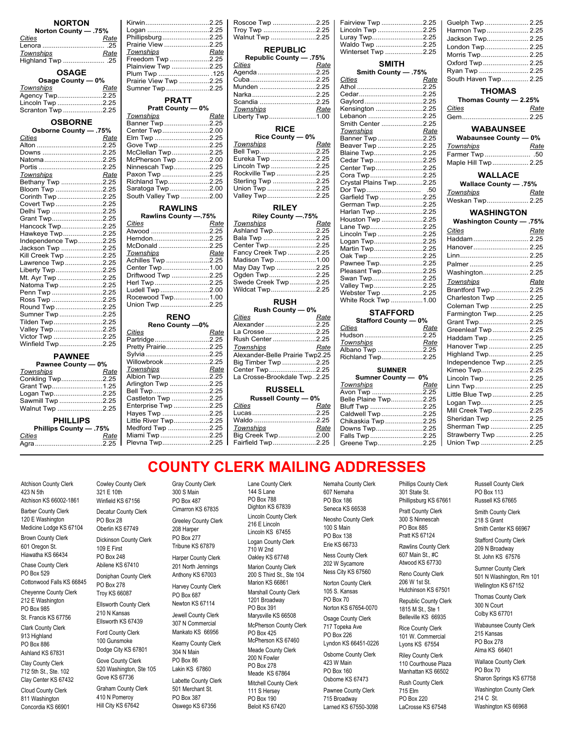## NORTON

**Norton County — .75%**

| Cities | Rate |
|---|---|
| Lenora | .25 |
| **Townships** | **Rate** |
| Highland Twp | .25 |

## OSAGE

**Osage County — 0%**

| Townships | Rate |
|---|---|
| Agency Twp | 2.25 |
| Lincoln Twp | 2.25 |
| Scranton Twp | 2.25 |

## OSBORNE

**Osborne County — .75%**

| Cities | Rate |
|---|---|
| Alton | 2.25 |
| Downs | 2.25 |
| Natoma | 2.25 |
| Portis | 2.25 |
| **Townships** | **Rate** |
| Bethany Twp | 2.25 |
| Bloom Twp | 2.25 |
| Corinth Twp | 2.25 |
| Covert Twp | 2.25 |
| Delhi Twp | 2.25 |
| Grant Twp | 2.25 |
| Hancock Twp | 2.25 |
| Hawkeye Twp | 2.25 |
| Independence Twp | 2.25 |
| Jackson Twp | 2.25 |
| Kill Creek Twp | 2.25 |
| Lawrence Twp | 2.25 |
| Liberty Twp | 2.25 |
| Mt. Ayr Twp | 2.25 |
| Natoma Twp | 2.25 |
| Penn Twp | 2.25 |
| Ross Twp | 2.25 |
| Round Twp | 2.25 |
| Sumner Twp | 2.25 |
| Tilden Twp | 2.25 |
| Valley Twp | 2.25 |
| Victor Twp | 2.25 |
| Winfield Twp | 2.25 |

## PAWNEE

**Pawnee County — 0%**

| Townships | Rate |
|---|---|
| Conkling Twp | 2.25 |
| Grant Twp | 1.25 |
| Logan Twp | 2.25 |
| Sawmill Twp | 2.25 |
| Walnut Twp | 2.25 |

## PHILLIPS

**Phillips County — .75%**

| Cities | Rate |
|---|---|
| Agra | 2.25 |
| Kirwin | 2.25 |
| Logan | 2.25 |
| Phillipsburg | 2.25 |
| Prairie View | 2.25 |
| **Townships** | **Rate** |
| Freedom Twp | 2.25 |
| Plainview Twp | 2.25 |
| Plum Twp | .125 |
| Prairie View Twp | 2.25 |
| Sumner Twp | 2.25 |

## PRATT

**Pratt County — 0%**

| Townships | Rate |
|---|---|
| Banner Twp | 2.25 |
| Center Twp | 2.00 |
| Elm Twp | 2.25 |
| Gove Twp | 2.25 |
| McClellan Twp | 2.25 |
| McPherson Twp | 2.00 |
| Ninnescah Twp | 2.25 |
| Paxon Twp | 2.25 |
| Richland Twp | 2.25 |
| Saratoga Twp | 2.00 |
| South Valley Twp | 2.00 |

## RAWLINS

**Rawlins County —.75%**

| Cities | Rate |
|---|---|
| Atwood | 2.25 |
| Herndon | 2.25 |
| McDonald | 2.25 |
| **Townships** | **Rate** |
| Achilles Twp | 2.25 |
| Center Twp | 1.00 |
| Driftwood Twp | 2.25 |
| Herl Twp | 2.25 |
| Ludell Twp | 2.00 |
| Rocewood Twp | 1.00 |
| Union Twp | 2.25 |

## RENO

**Reno County —0%**

| Cities | Rate |
|---|---|
| Partridge | 2.25 |
| Pretty Prairie | 2.25 |
| Sylvia | 2.25 |
| Willowbrook | 2.25 |
| **Townships** | **Rate** |
| Albion Twp | 2.25 |
| Arlington Twp | 2.25 |
| Bell Twp | 2.25 |
| Castleton Twp | 2.25 |
| Enterprise Twp | 2.25 |
| Hayes Twp | 2.25 |
| Little River Twp | 2.25 |
| Medford Twp | 2.25 |
| Miami Twp | 2.25 |
| Plevna Twp | 2.25 |
| Roscoe Twp | 2.25 |
| Troy Twp | 2.25 |
| Walnut Twp | 2.25 |

## REPUBLIC

**Republic County — .75%**

| Cities | Rate |
|---|---|
| Agenda | 2.25 |
| Cuba | 2.25 |
| Munden | 2.25 |
| Narka | 2.25 |
| Scandia | 2.25 |
| **Townships** | **Rate** |
| Liberty Twp | 1.00 |

## RICE

**Rice County — 0%**

| Townships | Rate |
|---|---|
| Bell Twp | 2.25 |
| Eureka Twp | 2.25 |
| Lincoln Twp | 2.25 |
| Rockville Twp | 2.25 |
| Sterling Twp | 2.25 |
| Union Twp | 2.25 |
| Valley Twp | 2.25 |

## RILEY

**Riley County —.75%**

| Townships | Rate |
|---|---|
| Ashland Twp | 2.25 |
| Bala Twp | 2.25 |
| Center Twp | 2.25 |
| Fancy Creek Twp | 2.25 |
| Madison Twp | 1.00 |
| May Day Twp | 2.25 |
| Ogden Twp | 2.25 |
| Swede Creek Twp | 2.25 |
| Wildcat Twp | 2.25 |

## RUSH

**Rush County — 0%**

| Cities | Rate |
|---|---|
| Alexander | 2.25 |
| La Crosse | 2.25 |
| Rush Center | 2.25 |
| **Townships** | **Rate** |
| Alexander-Belle Prairie Twp | 2.25 |
| Big Timber Twp | 2.25 |
| Center Twp | 2.25 |
| La Crosse-Brookdale Twp | 2.25 |

## RUSSELL

**Russell County — 0%**

| Cities | Rate |
|---|---|
| Lucas | 2.25 |
| Waldo | 2.25 |
| **Townships** | **Rate** |
| Big Creek Twp | 2.00 |
| Fairfield Twp | 2.25 |
| Fairview Twp | 2.25 |
| Lincoln Twp | 2.25 |
| Luray Twp | 2.25 |
| Waldo Twp | 2.25 |
| Winterset Twp | 2.25 |

## SMITH

**Smith County — .75%**

| Cities | Rate |
|---|---|
| Athol | 2.25 |
| Cedar | 2.25 |
| Gaylord | 2.25 |
| Kensington | 2.25 |
| Lebanon | 2.25 |
| Smith Center | 2.25 |
| **Townships** | **Rate** |
| Banner Twp | 2.25 |
| Beaver Twp | 2.25 |
| Blaine Twp | 2.25 |
| Cedar Twp | 2.25 |
| Center Twp | 2.25 |
| Cora Twp | 2.25 |
| Crystal Plains Twp | 2.25 |
| Dor Twp | .50 |
| Garfield Twp | 2.25 |
| German Twp | 2.25 |
| Harlan Twp | 2.25 |
| Houston Twp | 2.25 |
| Lane Twp | 2.25 |
| Lincoln Twp | 2.25 |
| Logan Twp | 2.25 |
| Martin Twp | 2.25 |
| Oak Twp | 2.25 |
| Pawnee Twp | 2.25 |
| Pleasant Twp | 2.25 |
| Swan Twp | 2.25 |
| Valley Twp | 2.25 |
| Webster Twp | 2.25 |
| White Rock Twp | 1.00 |

## STAFFORD

**Stafford County — 0%**

| Cities | Rate |
|---|---|
| Hudson | 2.25 |
| **Townships** | **Rate** |
| Albano Twp | 2.25 |
| Richland Twp | 2.25 |

## SUMNER

**Sumner County — 0%**

| Townships | Rate |
|---|---|
| Avon Twp | 2.25 |
| Belle Plaine Twp | 2.25 |
| Bluff Twp | 2.25 |
| Caldwell Twp | 2.25 |
| Chikaskia Twp | 2.25 |
| Downs Twp | 2.25 |
| Falls Twp | 2.25 |
| Greene Twp | 2.25 |
| Guelph Twp | 2.25 |
| Harmon Twp | 2.25 |
| Jackson Twp | 2.25 |
| London Twp | 2.25 |
| Morris Twp | 2.25 |
| Oxford Twp | 2.25 |
| Ryan Twp | 2.25 |
| South Haven Twp | 2.25 |

## THOMAS

**Thomas County — 2.25%**

| Cities | Rate |
|---|---|
| Gem | 2.25 |

## WABAUNSEE

**Wabaunsee County — 0%**

| Townships | Rate |
|---|---|
| Farmer Twp | .50 |
| Maple Hill Twp | 2.25 |

## WALLACE

**Wallace County — .75%**

| Townships | Rate |
|---|---|
| Weskan Twp | 2.25 |

## WASHINGTON

**Washington County — .75%**

| Cities | Rate |
|---|---|
| Haddam | 2.25 |
| Hanover | 2.25 |
| Linn | 2.25 |
| Palmer | 2.25 |
| Washington | 2.25 |
| **Townships** | **Rate** |
| Brantford Twp | 2.25 |
| Charleston Twp | 2.25 |
| Coleman Twp | 2.25 |
| Farmington Twp | 2.25 |
| Grant Twp | 2.25 |
| Greenleaf Twp | 2.25 |
| Haddam Twp | 2.25 |
| Hanover Twp | 2.25 |
| Highland Twp | 2.25 |
| Independence Twp | 2.25 |
| Kimeo Twp | 2.25 |
| Lincoln Twp | 2.25 |
| Linn Twp | 2.25 |
| Little Blue Twp | 2.25 |
| Logan Twp | 2.25 |
| Mill Creek Twp | 2.25 |
| Sheridan Twp | 2.25 |
| Sherman Twp | 2.25 |
| Strawberry Twp | 2.25 |
| Union Twp | 2.25 |

# COUNTY CLERK MAILING ADDRESSES

Atchison County Clerk
423 N 5th
Atchison KS 66002-1861

Barber County Clerk
120 E Washington
Medicine Lodge KS 67104

Brown County Clerk
601 Oregon St.
Hiawatha KS 66434

Chase County Clerk
PO Box 529
Cottonwood Falls KS 66845

Cheyenne County Clerk
212 E Washington
PO Box 985
St. Francis KS 67756

Clark County Clerk
913 Highland
PO Box 886
Ashland KS 67831

Clay County Clerk
712 5th St., Ste. 102
Clay Center KS 67432

Cloud County Clerk
811 Washington
Concordia KS 66901

Cowley County Clerk
321 E 10th
Winfield KS 67156

Decatur County Clerk
PO Box 28
Oberlin KS 67749

Dickinson County Clerk
109 E First
PO Box 248
Abilene KS 67410

Doniphan County Clerk
PO Box 278
Troy KS 66087

Ellsworth County Clerk
210 N Kansas
Ellsworth KS 67439

Ford County Clerk
100 Gunsmoke
Dodge City KS 67801

Gove County Clerk
520 Washington, Ste 105
Gove KS 67736

Graham County Clerk
410 N Pomeroy
Hill City KS 67642

Gray County Clerk
300 S Main
PO Box 487
Cimarron KS 67835

Greeley County Clerk
208 Harper
PO Box 277
Tribune KS 67879

Harper County Clerk
201 North Jennings
Anthony KS 67003

Harvey County Clerk
PO Box 687
Newton KS 67114

Jewell County Clerk
307 N Commercial
Mankato KS 66956

Kearny County Clerk
304 N Main
PO Box 86
Lakin KS 67860

Labette County Clerk
501 Merchant St.
PO Box 387
Oswego KS 67356

Lane County Clerk
144 S Lane
PO Box 788
Dighton KS 67839

Lincoln County Clerk
216 E Lincoln
Lincoln KS 67455

Logan County Clerk
710 W 2nd
Oakley KS 67748

Marion County Clerk
200 S Third St., Ste 104
Marion KS 66861

Marshall County Clerk
1201 Broadway
PO Box 391
Marysville KS 66508

McPherson County Clerk
PO Box 425
McPherson KS 67460

Meade County Clerk
200 N Fowler
PO Box 278
Meade KS 67864

Mitchell County Clerk
111 S Hersey
PO Box 190
Beloit KS 67420

Nemaha County Clerk
607 Nemaha
PO Box 186
Seneca KS 66538

Neosho County Clerk
100 S Main
PO Box 138
Erie KS 66733

Ness County Clerk
202 W Sycamore
Ness City KS 67560

Norton County Clerk
105 S. Kansas
PO Box 70
Norton KS 67654-0070

Osage County Clerk
717 Topeka Ave
PO Box 226
Lyndon KS 66451-0226

Osborne County Clerk
423 W Main
PO Box 160
Osborne KS 67473

Pawnee County Clerk
715 Broadway
Larned KS 67550-3098

Phillips County Clerk
301 State St.
Phillipsburg KS 67661

Pratt County Clerk
300 S Ninnescah
PO Box 885
Pratt KS 67124

Rawlins County Clerk
607 Main St., #C
Atwood KS 67730

Reno County Clerk
206 W 1st St.
Hutchinson KS 67501

Republic County Clerk
1815 M St., Ste 1
Belleville KS 66935

Rice County Clerk
101 W. Commercial
Lyons KS 67554

Riley County Clerk
110 Courthouse Plaza
Manhattan KS 66502

Rush County Clerk
715 Elm
PO Box 220
LaCrosse KS 67548

Russell County Clerk
PO Box 113
Russell KS 67665

Smith County Clerk
218 S Grant
Smith Center KS 66967

Stafford County Clerk
209 N Broadway
St. John KS 67576

Sumner County Clerk
501 N Washington, Rm 101
Wellington KS 67152

Thomas County Clerk
300 N Court
Colby KS 67701

Wabaunsee County Clerk
215 Kansas
PO Box 278
Alma KS 66401

Wallace County Clerk
PO Box 70
Sharon Springs KS 67758

Washington County Clerk
214 C St.
Washington KS 66968